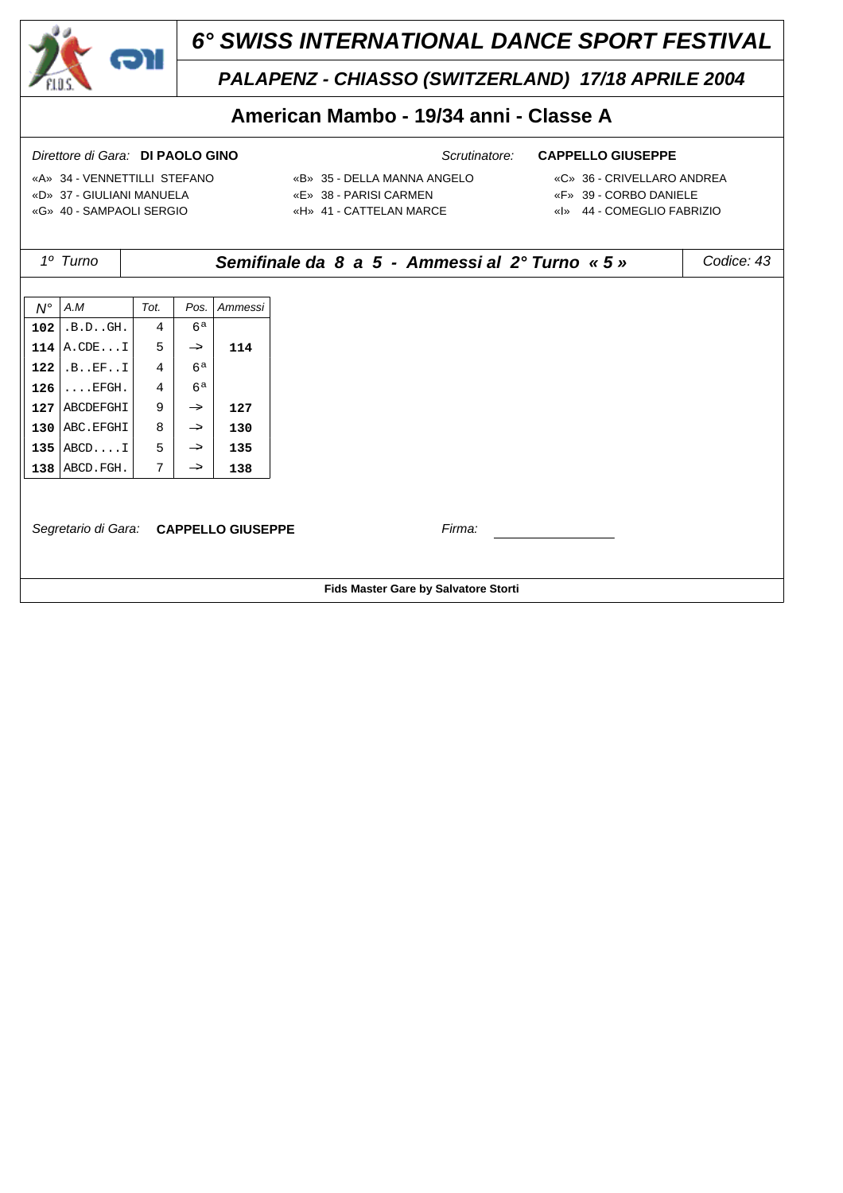# 6° SWISS INTERNATIONAL DANCE SPORT FESTIVAL

## PALAPENZ - CHIASSO (SWITZERLAND) 17/18 APRILE 2004

## American Mambo - 19/34 anni - Classe A

*Direttore di Gara:* **DI PAOLO GINO** *Scrutinatore:* **CAPPELLO GIUSEPPE**

«A» 34 - VENNETTILLI STEFANO
«B» 35 - DELLA MANNA ANGELO
«C» 36 - CRIVELLARO ANDREA
«D» 37 - GIULIANI MANUELA
«E» 38 - PARISI CARMEN
«F» 39 - CORBO DANIELE
«G» 40 - SAMPAOLI SERGIO
«H» 41 - CATTELAN MARCE
«I» 44 - COMEGLIO FABRIZIO

| *1° Turno* | ***Semifinale da 8 a 5 - Ammessi al 2° Turno « 5 »*** | *Codice: 43* |
|---|---|---|

| N° | A.M | Tot. | Pos. | Ammessi |
|---|---|---|---|---|
| **102** | .B.D..GH. | 4 | 6ª | |
| **114** | A.CDE...I | 5 | -> | **114** |
| **122** | .B..EF..I | 4 | 6ª | |
| **126** | ....EFGH. | 4 | 6ª | |
| **127** | ABCDEFGHI | 9 | -> | **127** |
| **130** | ABC.EFGHI | 8 | -> | **130** |
| **135** | ABCD....I | 5 | -> | **135** |
| **138** | ABCD.FGH. | 7 | -> | **138** |

*Segretario di Gara:* **CAPPELLO GIUSEPPE** *Firma:* ______________

**Fids Master Gare by Salvatore Storti**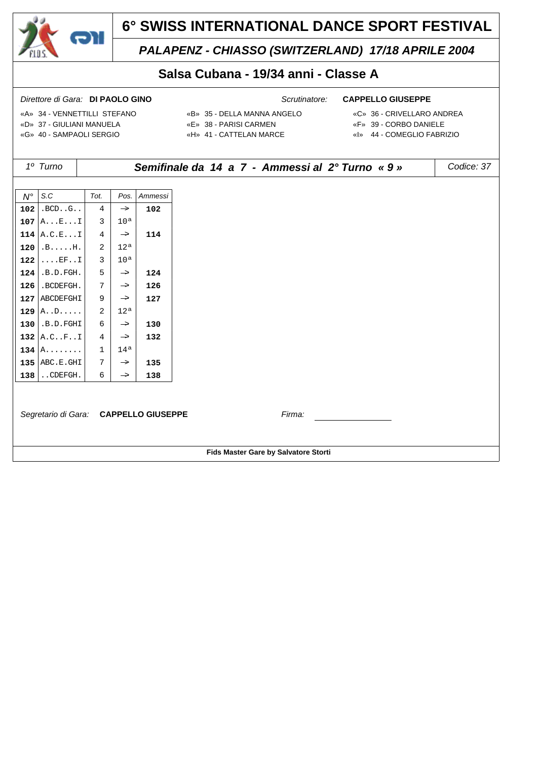# 6° SWISS INTERNATIONAL DANCE SPORT FESTIVAL

## *PALAPENZ - CHIASSO (SWITZERLAND) 17/18 APRILE 2004*

## Salsa Cubana - 19/34 anni - Classe A

*Direttore di Gara:* **DI PAOLO GINO** *Scrutinatore:* **CAPPELLO GIUSEPPE**

«A» 34 - VENNETTILLI STEFANO
«B» 35 - DELLA MANNA ANGELO
«C» 36 - CRIVELLARO ANDREA
«D» 37 - GIULIANI MANUELA
«E» 38 - PARISI CARMEN
«F» 39 - CORBO DANIELE
«G» 40 - SAMPAOLI SERGIO
«H» 41 - CATTELAN MARCE
«I» 44 - COMEGLIO FABRIZIO

*1º Turno* | ***Semifinale da 14 a 7 - Ammessi al 2° Turno « 9 »*** | *Codice: 37*

| N° | S.C | Tot. | Pos. | Ammessi |
|---|---|---|---|---|
| **102** | .BCD..G.. | 4 | -> | **102** |
| **107** | A...E...I | 3 | 10ª | |
| **114** | A.C.E...I | 4 | -> | **114** |
| **120** | .B.....H. | 2 | 12ª | |
| **122** | ....EF..I | 3 | 10ª | |
| **124** | .B.D.FGH. | 5 | -> | **124** |
| **126** | .BCDEFGH. | 7 | -> | **126** |
| **127** | ABCDEFGHI | 9 | -> | **127** |
| **129** | A..D..... | 2 | 12ª | |
| **130** | .B.D.FGHI | 6 | -> | **130** |
| **132** | A.C..F..I | 4 | -> | **132** |
| **134** | A........ | 1 | 14ª | |
| **135** | ABC.E.GHI | 7 | -> | **135** |
| **138** | ..CDEFGH. | 6 | -> | **138** |

*Segretario di Gara:* **CAPPELLO GIUSEPPE** *Firma:* ________________

**Fids Master Gare by Salvatore Storti**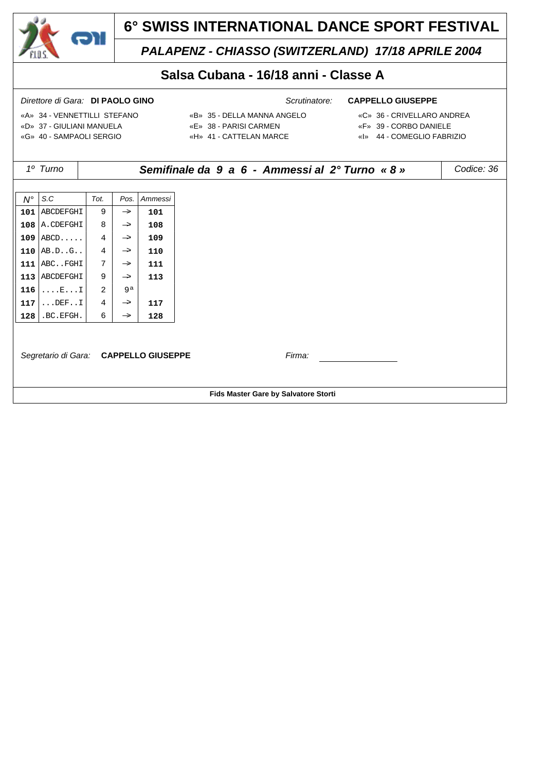# 6° SWISS INTERNATIONAL DANCE SPORT FESTIVAL

## *PALAPENZ - CHIASSO (SWITZERLAND) 17/18 APRILE 2004*

## Salsa Cubana - 16/18 anni - Classe A

*Direttore di Gara:* **DI PAOLO GINO** *Scrutinatore:* **CAPPELLO GIUSEPPE**

«A» 34 - VENNETTILLI STEFANO
«B» 35 - DELLA MANNA ANGELO
«C» 36 - CRIVELLARO ANDREA
«D» 37 - GIULIANI MANUELA
«E» 38 - PARISI CARMEN
«F» 39 - CORBO DANIELE
«G» 40 - SAMPAOLI SERGIO
«H» 41 - CATTELAN MARCE
«I» 44 - COMEGLIO FABRIZIO

*1° Turno* — ***Semifinale da 9 a 6 - Ammessi al 2° Turno « 8 »*** — *Codice: 36*

| N° | S.C | Tot. | Pos. | Ammessi |
|---|---|---|---|---|
| 101 | ABCDEFGHI | 9 | -> | 101 |
| 108 | A.CDEFGHI | 8 | -> | 108 |
| 109 | ABCD..... | 4 | -> | 109 |
| 110 | AB.D..G.. | 4 | -> | 110 |
| 111 | ABC..FGHI | 7 | -> | 111 |
| 113 | ABCDEFGHI | 9 | -> | 113 |
| 116 | ....E...I | 2 | 9ª | |
| 117 | ...DEF..I | 4 | -> | 117 |
| 128 | .BC.EFGH. | 6 | -> | 128 |

*Segretario di Gara:* **CAPPELLO GIUSEPPE** *Firma:* ________________

**Fids Master Gare by Salvatore Storti**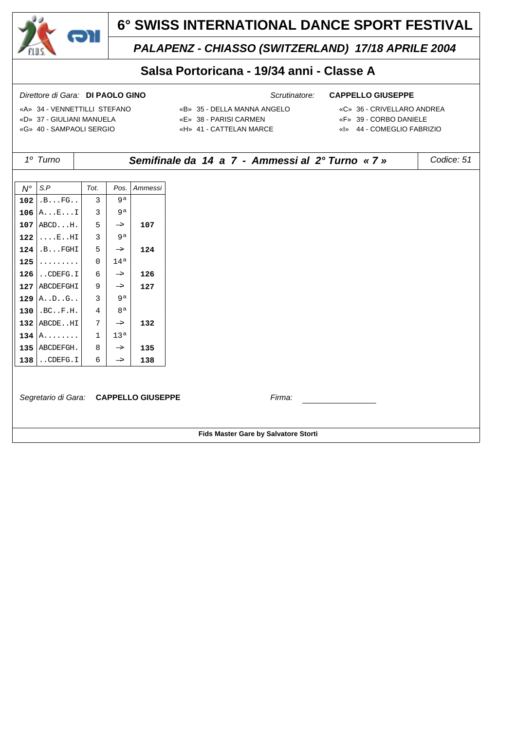# 6° SWISS INTERNATIONAL DANCE SPORT FESTIVAL

## *PALAPENZ - CHIASSO (SWITZERLAND) 17/18 APRILE 2004*

## Salsa Portoricana - 19/34 anni - Classe A

*Direttore di Gara:* **DI PAOLO GINO** *Scrutinatore:* **CAPPELLO GIUSEPPE**

«A» 34 - VENNETTILLI STEFANO
«B» 35 - DELLA MANNA ANGELO
«C» 36 - CRIVELLARO ANDREA
«D» 37 - GIULIANI MANUELA
«E» 38 - PARISI CARMEN
«F» 39 - CORBO DANIELE
«G» 40 - SAMPAOLI SERGIO
«H» 41 - CATTELAN MARCE
«I» 44 - COMEGLIO FABRIZIO

*1° Turno* — ***Semifinale da 14 a 7 - Ammessi al 2° Turno « 7 »*** — *Codice: 51*

| N° | S.P | Tot. | Pos. | Ammessi |
|---|---|---|---|---|
| **102** | .B...FG.. | 3 | 9ª | |
| **106** | A...E...I | 3 | 9ª | |
| **107** | ABCD...H. | 5 | → | **107** |
| **122** | ....E..HI | 3 | 9ª | |
| **124** | .B...FGHI | 5 | → | **124** |
| **125** | ......... | 0 | 14ª | |
| **126** | ..CDEFG.I | 6 | → | **126** |
| **127** | ABCDEFGHI | 9 | → | **127** |
| **129** | A..D..G.. | 3 | 9ª | |
| **130** | .BC..F.H. | 4 | 8ª | |
| **132** | ABCDE..HI | 7 | → | **132** |
| **134** | A........ | 1 | 13ª | |
| **135** | ABCDEFGH. | 8 | → | **135** |
| **138** | ..CDEFG.I | 6 | → | **138** |

*Segretario di Gara:* **CAPPELLO GIUSEPPE** *Firma:* ________________

**Fids Master Gare by Salvatore Storti**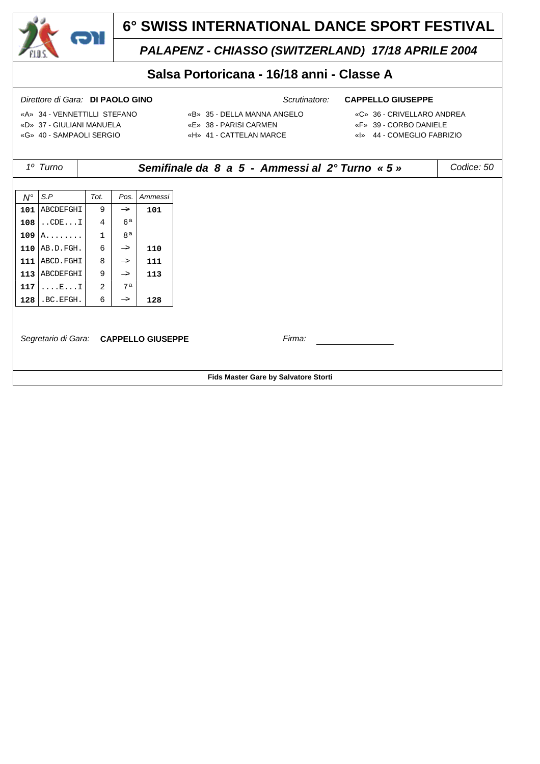# 6° SWISS INTERNATIONAL DANCE SPORT FESTIVAL

## *PALAPENZ - CHIASSO (SWITZERLAND) 17/18 APRILE 2004*

## Salsa Portoricana - 16/18 anni - Classe A

*Direttore di Gara:* **DI PAOLO GINO** *Scrutinatore:* **CAPPELLO GIUSEPPE**

«A» 34 - VENNETTILLI STEFANO
«B» 35 - DELLA MANNA ANGELO
«C» 36 - CRIVELLARO ANDREA
«D» 37 - GIULIANI MANUELA
«E» 38 - PARISI CARMEN
«F» 39 - CORBO DANIELE
«G» 40 - SAMPAOLI SERGIO
«H» 41 - CATTELAN MARCE
«I» 44 - COMEGLIO FABRIZIO

| *1º Turno* | ***Semifinale da 8 a 5 - Ammessi al 2° Turno « 5 »*** | *Codice: 50* |
|---|---|---|

| N° | S.P | Tot. | Pos. | Ammessi |
|---|---|---|---|---|
| **101** | ABCDEFGHI | 9 | -> | **101** |
| **108** | ..CDE...I | 4 | 6ª | |
| **109** | A........ | 1 | 8ª | |
| **110** | AB.D.FGH. | 6 | -> | **110** |
| **111** | ABCD.FGHI | 8 | -> | **111** |
| **113** | ABCDEFGHI | 9 | -> | **113** |
| **117** | ....E...I | 2 | 7ª | |
| **128** | .BC.EFGH. | 6 | -> | **128** |

*Segretario di Gara:* **CAPPELLO GIUSEPPE** *Firma:* ________________

**Fids Master Gare by Salvatore Storti**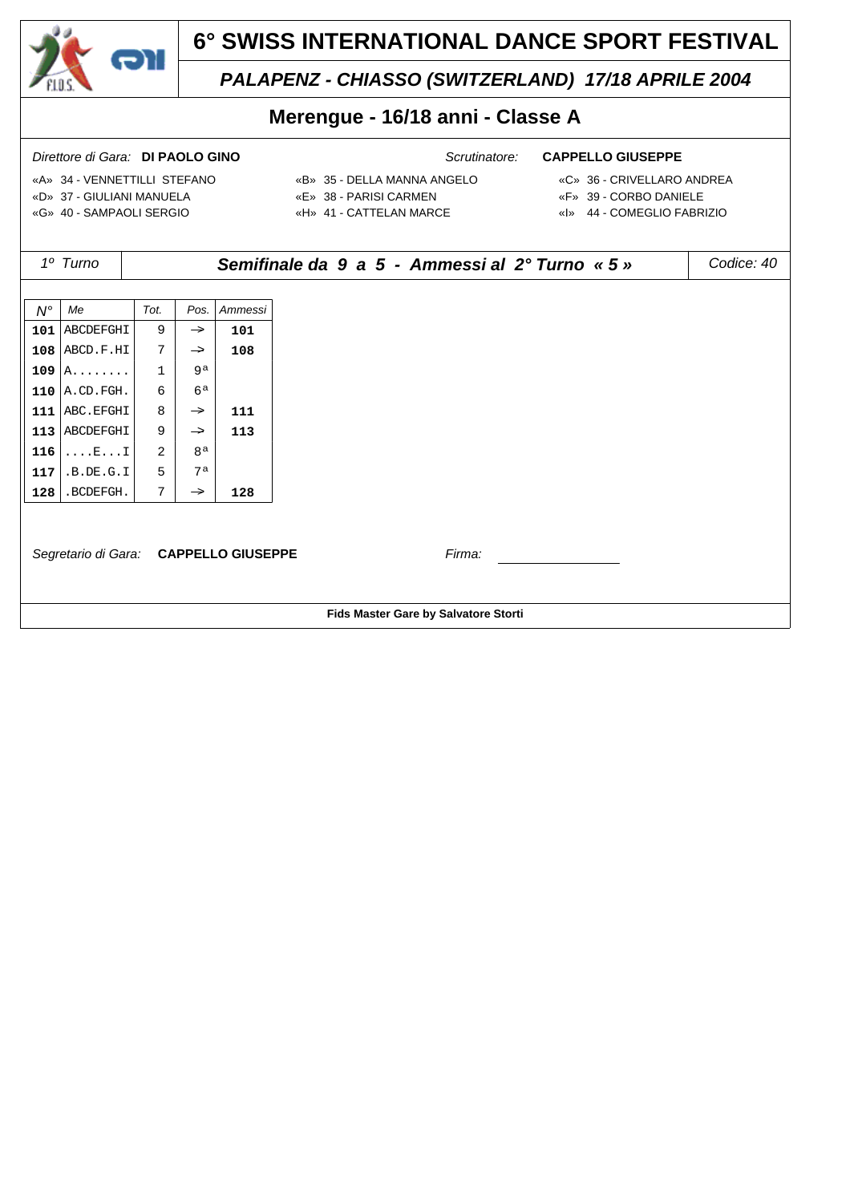# 6° SWISS INTERNATIONAL DANCE SPORT FESTIVAL

## *PALAPENZ - CHIASSO (SWITZERLAND) 17/18 APRILE 2004*

## Merengue - 16/18 anni - Classe A

*Direttore di Gara:* **DI PAOLO GINO** *Scrutinatore:* **CAPPELLO GIUSEPPE**

«A» 34 - VENNETTILLI STEFANO
«B» 35 - DELLA MANNA ANGELO
«C» 36 - CRIVELLARO ANDREA
«D» 37 - GIULIANI MANUELA
«E» 38 - PARISI CARMEN
«F» 39 - CORBO DANIELE
«G» 40 - SAMPAOLI SERGIO
«H» 41 - CATTELAN MARCE
«I» 44 - COMEGLIO FABRIZIO

| *1º Turno* | ***Semifinale da 9 a 5 - Ammessi al 2° Turno « 5 »*** | *Codice: 40* |
|---|---|---|

| *N°* | *Me* | *Tot.* | *Pos.* | *Ammessi* |
|---|---|---|---|---|
| **101** | ABCDEFGHI | 9 | -> | **101** |
| **108** | ABCD.F.HI | 7 | -> | **108** |
| **109** | A........ | 1 | 9ª | |
| **110** | A.CD.FGH. | 6 | 6ª | |
| **111** | ABC.EFGHI | 8 | -> | **111** |
| **113** | ABCDEFGHI | 9 | -> | **113** |
| **116** | ....E...I | 2 | 8ª | |
| **117** | .B.DE.G.I | 5 | 7ª | |
| **128** | .BCDEFGH. | 7 | -> | **128** |

*Segretario di Gara:* **CAPPELLO GIUSEPPE** *Firma:* ________________

**Fids Master Gare by Salvatore Storti**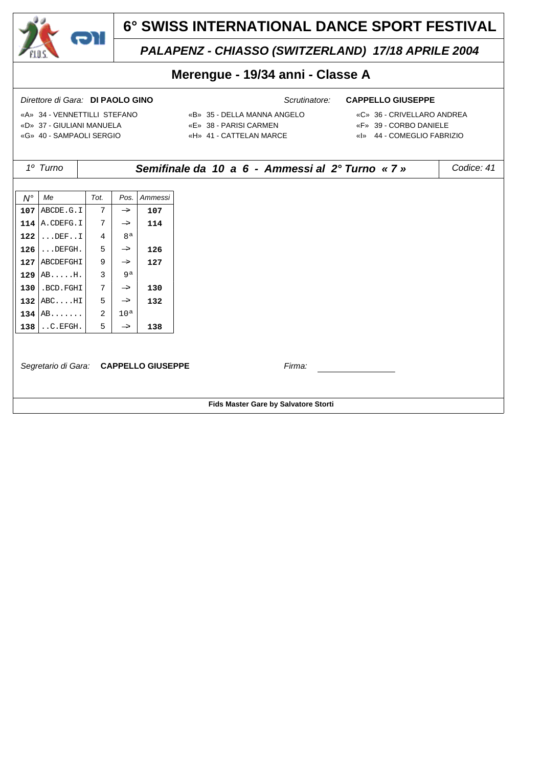# 6° SWISS INTERNATIONAL DANCE SPORT FESTIVAL

## *PALAPENZ - CHIASSO (SWITZERLAND) 17/18 APRILE 2004*

## Merengue - 19/34 anni - Classe A

*Direttore di Gara:* **DI PAOLO GINO** *Scrutinatore:* **CAPPELLO GIUSEPPE**

«A» 34 - VENNETTILLI STEFANO
«B» 35 - DELLA MANNA ANGELO
«C» 36 - CRIVELLARO ANDREA
«D» 37 - GIULIANI MANUELA
«E» 38 - PARISI CARMEN
«F» 39 - CORBO DANIELE
«G» 40 - SAMPAOLI SERGIO
«H» 41 - CATTELAN MARCE
«I» 44 - COMEGLIO FABRIZIO

*1° Turno* | ***Semifinale da 10 a 6 - Ammessi al 2° Turno « 7 »*** | *Codice: 41*

| *N°* | *Me* | *Tot.* | *Pos.* | *Ammessi* |
|---|---|---|---|---|
| **107** | ABCDE.G.I | 7 | -> | **107** |
| **114** | A.CDEFG.I | 7 | -> | **114** |
| **122** | ...DEF..I | 4 | 8ª | |
| **126** | ...DEFGH. | 5 | -> | **126** |
| **127** | ABCDEFGHI | 9 | -> | **127** |
| **129** | AB.....H. | 3 | 9ª | |
| **130** | .BCD.FGHI | 7 | -> | **130** |
| **132** | ABC....HI | 5 | -> | **132** |
| **134** | AB....... | 2 | 10ª | |
| **138** | ..C.EFGH. | 5 | -> | **138** |

*Segretario di Gara:* **CAPPELLO GIUSEPPE** *Firma:* ________________

**Fids Master Gare by Salvatore Storti**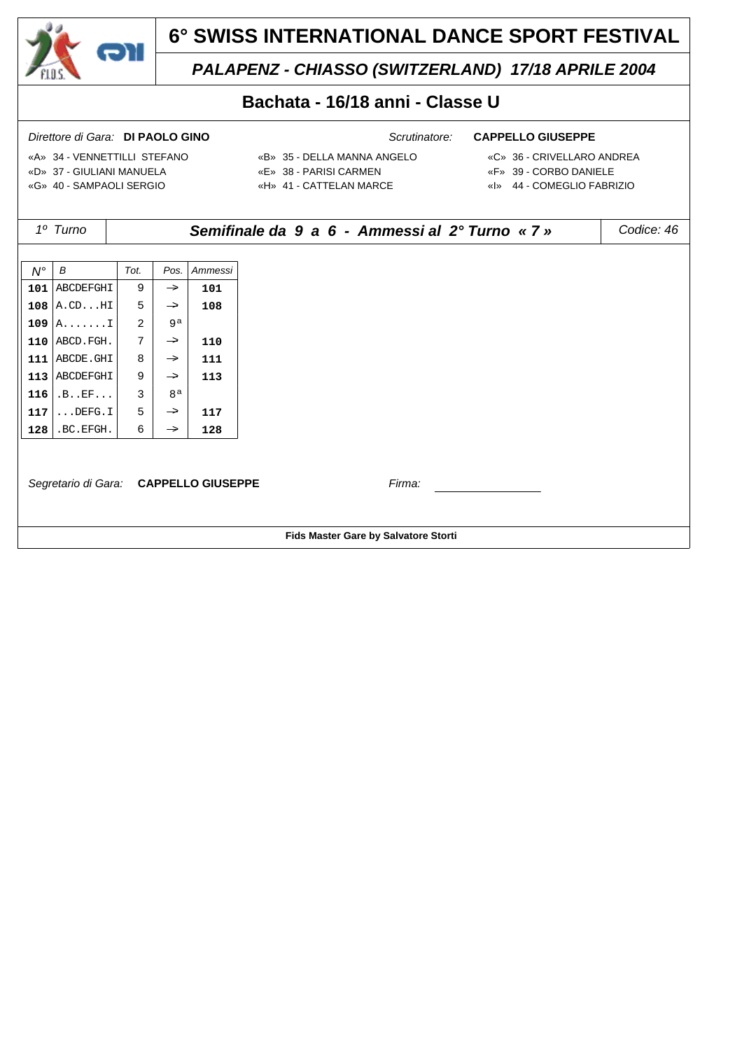# 6° SWISS INTERNATIONAL DANCE SPORT FESTIVAL

## *PALAPENZ - CHIASSO (SWITZERLAND) 17/18 APRILE 2004*

## Bachata - 16/18 anni - Classe U

*Direttore di Gara:* **DI PAOLO GINO** *Scrutinatore:* **CAPPELLO GIUSEPPE**

«A» 34 - VENNETTILLI STEFANO «B» 35 - DELLA MANNA ANGELO «C» 36 - CRIVELLARO ANDREA
«D» 37 - GIULIANI MANUELA «E» 38 - PARISI CARMEN «F» 39 - CORBO DANIELE
«G» 40 - SAMPAOLI SERGIO «H» 41 - CATTELAN MARCE «I» 44 - COMEGLIO FABRIZIO

*1º Turno* | ***Semifinale da 9 a 6 - Ammessi al 2° Turno « 7 »*** | *Codice: 46*

| N° | B | Tot. | Pos. | Ammessi |
|---|---|---|---|---|
| **101** | ABCDEFGHI | 9 | -> | **101** |
| **108** | A.CD...HI | 5 | -> | **108** |
| **109** | A.......I | 2 | 9ª | |
| **110** | ABCD.FGH. | 7 | -> | **110** |
| **111** | ABCDE.GHI | 8 | -> | **111** |
| **113** | ABCDEFGHI | 9 | -> | **113** |
| **116** | .B..EF... | 3 | 8ª | |
| **117** | ...DEFG.I | 5 | -> | **117** |
| **128** | .BC.EFGH. | 6 | -> | **128** |

*Segretario di Gara:* **CAPPELLO GIUSEPPE** *Firma:* ________________

**Fids Master Gare by Salvatore Storti**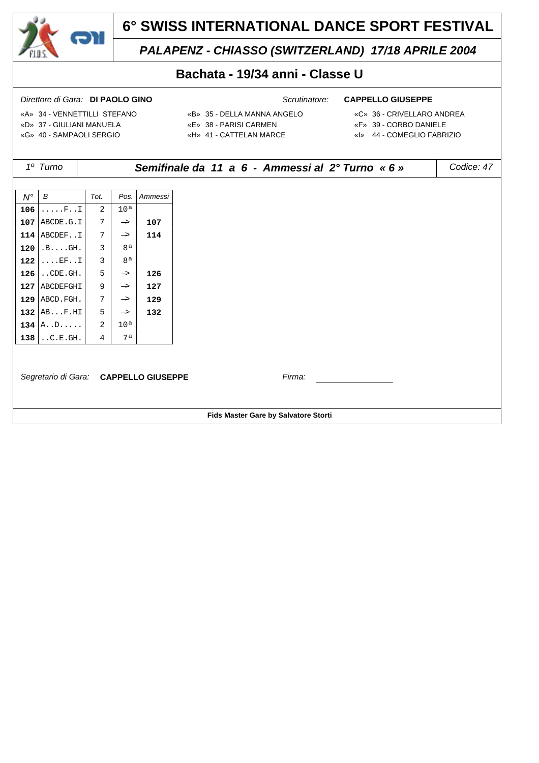# 6° SWISS INTERNATIONAL DANCE SPORT FESTIVAL

## *PALAPENZ - CHIASSO (SWITZERLAND) 17/18 APRILE 2004*

## Bachata - 19/34 anni - Classe U

*Direttore di Gara:* **DI PAOLO GINO** *Scrutinatore:* **CAPPELLO GIUSEPPE**

«A» 34 - VENNETTILLI STEFANO
«B» 35 - DELLA MANNA ANGELO
«C» 36 - CRIVELLARO ANDREA
«D» 37 - GIULIANI MANUELA
«E» 38 - PARISI CARMEN
«F» 39 - CORBO DANIELE
«G» 40 - SAMPAOLI SERGIO
«H» 41 - CATTELAN MARCE
«I» 44 - COMEGLIO FABRIZIO

*1° Turno* — ***Semifinale da 11 a 6 - Ammessi al 2° Turno « 6 »*** — *Codice: 47*

| N° | B | Tot. | Pos. | Ammessi |
|---|---|---|---|---|
| 106 | .....F..I | 2 | 10ª | |
| 107 | ABCDE.G.I | 7 | -> | 107 |
| 114 | ABCDEF..I | 7 | -> | 114 |
| 120 | .B....GH. | 3 | 8ª | |
| 122 | ....EF..I | 3 | 8ª | |
| 126 | ..CDE.GH. | 5 | -> | 126 |
| 127 | ABCDEFGHI | 9 | -> | 127 |
| 129 | ABCD.FGH. | 7 | -> | 129 |
| 132 | AB...F.HI | 5 | -> | 132 |
| 134 | A..D..... | 2 | 10ª | |
| 138 | ..C.E.GH. | 4 | 7ª | |

*Segretario di Gara:* **CAPPELLO GIUSEPPE** *Firma:* ________________

**Fids Master Gare by Salvatore Storti**